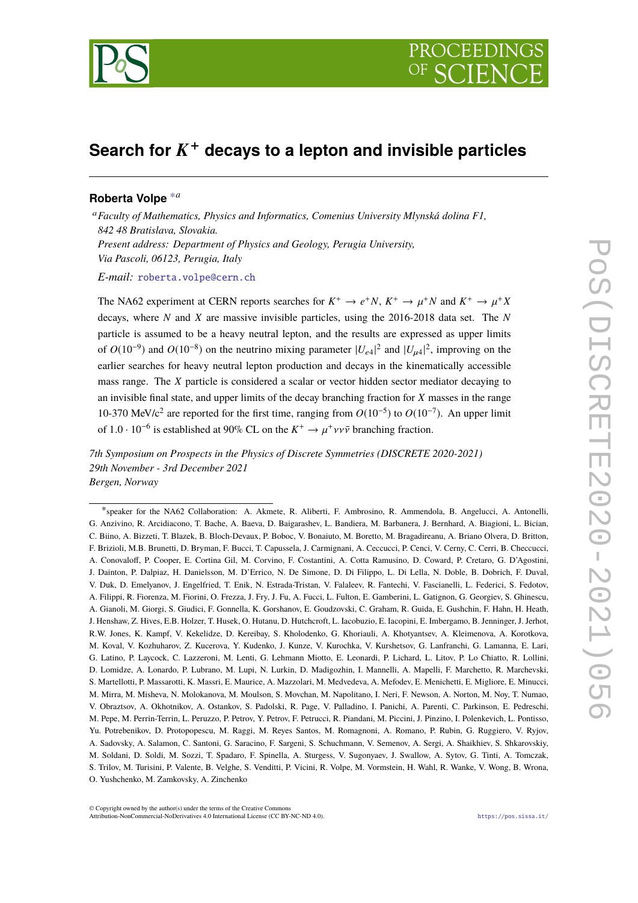# Search for $K^+$ decays to a lepton and invisible particles

**Roberta Volpe** [*a]

[a] *Faculty of Mathematics, Physics and Informatics, Comenius University Mlynská dolina F1, 842 48 Bratislava, Slovakia.*
*Present address: Department of Physics and Geology, Perugia University, Via Pascoli, 06123, Perugia, Italy*

*E-mail:* roberta.volpe@cern.ch

The NA62 experiment at CERN reports searches for $K^+ \to e^+N$, $K^+ \to \mu^+N$ and $K^+ \to \mu^+X$ decays, where $N$ and $X$ are massive invisible particles, using the 2016-2018 data set. The $N$ particle is assumed to be a heavy neutral lepton, and the results are expressed as upper limits of $O(10^{-9})$ and $O(10^{-8})$ on the neutrino mixing parameter $|U_{e4}|^2$ and $|U_{\mu 4}|^2$, improving on the earlier searches for heavy neutral lepton production and decays in the kinematically accessible mass range. The $X$ particle is considered a scalar or vector hidden sector mediator decaying to an invisible final state, and upper limits of the decay branching fraction for $X$ masses in the range 10-370 MeV/c$^2$ are reported for the first time, ranging from $O(10^{-5})$ to $O(10^{-7})$. An upper limit of $1.0 \cdot 10^{-6}$ is established at 90% CL on the $K^+ \to \mu^+\nu\nu\bar{\nu}$ branching fraction.

*7th Symposium on Prospects in the Physics of Discrete Symmetries (DISCRETE 2020-2021)*
*29th November - 3rd December 2021*
*Bergen, Norway*

---

[*] speaker for the NA62 Collaboration: A. Akmete, R. Aliberti, F. Ambrosino, R. Ammendola, B. Angelucci, A. Antonelli, G. Anzivino, R. Arcidiacono, T. Bache, A. Baeva, D. Baigarashev, L. Bandiera, M. Barbanera, J. Bernhard, A. Biagioni, L. Bician, C. Biino, A. Bizzeti, T. Blazek, B. Bloch-Devaux, P. Boboc, V. Bonaiuto, M. Boretto, M. Bragadireanu, A. Briano Olvera, D. Britton, F. Brizioli, M.B. Brunetti, D. Bryman, F. Bucci, T. Capussela, J. Carmignani, A. Ceccucci, P. Cenci, V. Cerny, C. Cerri, B. Checcucci, A. Conovaloff, P. Cooper, E. Cortina Gil, M. Corvino, F. Costantini, A. Cotta Ramusino, D. Coward, P. Cretaro, G. D'Agostini, J. Dainton, P. Dalpiaz, H. Danielsson, M. D'Errico, N. De Simone, D. Di Filippo, L. Di Lella, N. Doble, B. Dobrich, F. Duval, V. Duk, D. Emelyanov, J. Engelfried, T. Enik, N. Estrada-Tristan, V. Falaleev, R. Fantechi, V. Fascianelli, L. Federici, S. Fedotov, A. Filippi, R. Fiorenza, M. Fiorini, O. Frezza, J. Fry, J. Fu, A. Fucci, L. Fulton, E. Gamberini, L. Gatignon, G. Georgiev, S. Ghinescu, A. Gianoli, M. Giorgi, S. Giudici, F. Gonnella, K. Gorshanov, E. Goudzovski, C. Graham, R. Guida, E. Gushchin, F. Hahn, H. Heath, J. Henshaw, Z. Hives, E.B. Holzer, T. Husek, O. Hutanu, D. Hutchcroft, L. Iacobuzio, E. Iacopini, E. Imbergamo, B. Jenninger, J. Jerhot, R.W. Jones, K. Kampf, V. Kekelidze, D. Kereibay, S. Kholodenko, G. Khoriauli, A. Khotyantsev, A. Kleimenova, A. Korotkova, M. Koval, V. Kozhuharov, Z. Kucerova, Y. Kudenko, J. Kunze, V. Kurochka, V. Kurshetsov, G. Lanfranchi, G. Lamanna, E. Lari, G. Latino, P. Laycock, C. Lazzeroni, M. Lenti, G. Lehmann Miotto, E. Leonardi, P. Lichard, L. Litov, P. Lo Chiatto, R. Lollini, D. Lomidze, A. Lonardo, P. Lubrano, M. Lupi, N. Lurkin, D. Madigozhin, I. Mannelli, A. Mapelli, F. Marchetto, R. Marchevski, S. Martellotti, P. Massarotti, K. Massri, E. Maurice, A. Mazzolari, M. Medvedeva, A. Mefodev, E. Menichetti, E. Migliore, E. Minucci, M. Mirra, M. Misheva, N. Molokanova, M. Moulson, S. Movchan, M. Napolitano, I. Neri, F. Newson, A. Norton, M. Noy, T. Numao, V. Obraztsov, A. Okhotnikov, A. Ostankov, S. Padolski, R. Page, V. Palladino, I. Panichi, A. Parenti, C. Parkinson, E. Pedreschi, M. Pepe, M. Perrin-Terrin, L. Peruzzo, P. Petrov, Y. Petrov, F. Petrucci, R. Piandani, M. Piccini, J. Pinzino, I. Polenkevich, L. Pontisso, Yu. Potrebenikov, D. Protopopescu, M. Raggi, M. Reyes Santos, M. Romagnoni, A. Romano, P. Rubin, G. Ruggiero, V. Ryjov, A. Sadovsky, A. Salamon, C. Santoni, G. Saracino, F. Sargeni, S. Schuchmann, V. Semenov, A. Sergi, A. Shaikhiev, S. Shkarovskiy, M. Soldani, D. Soldi, M. Sozzi, T. Spadaro, F. Spinella, A. Sturgess, V. Sugonyaev, J. Swallow, A. Sytov, G. Tinti, A. Tomczak, S. Trilov, M. Turisini, P. Valente, B. Velghe, S. Venditti, P. Vicini, R. Volpe, M. Vormstein, H. Wahl, R. Wanke, V. Wong, B. Wrona, O. Yushchenko, M. Zamkovsky, A. Zinchenko

© Copyright owned by the author(s) under the terms of the Creative Commons Attribution-NonCommercial-NoDerivatives 4.0 International License (CC BY-NC-ND 4.0).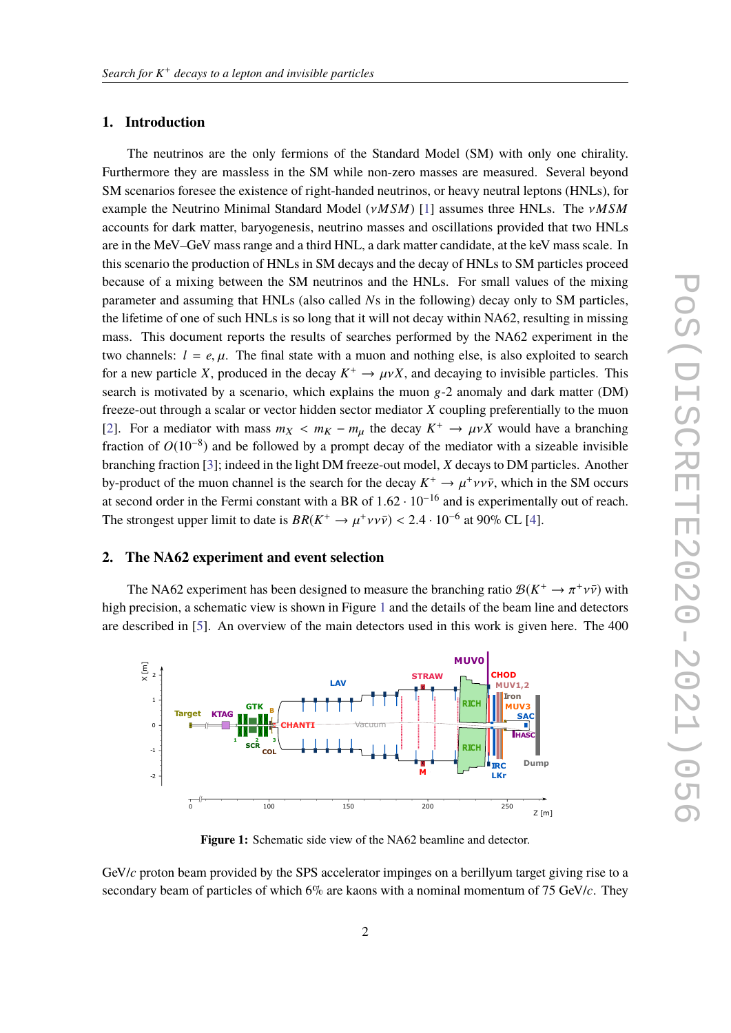## 1. Introduction

The neutrinos are the only fermions of the Standard Model (SM) with only one chirality. Furthermore they are massless in the SM while non-zero masses are measured. Several beyond SM scenarios foresee the existence of right-handed neutrinos, or heavy neutral leptons (HNLs), for example the Neutrino Minimal Standard Model ($\nu MSM$) [1] assumes three HNLs. The $\nu MSM$ accounts for dark matter, baryogenesis, neutrino masses and oscillations provided that two HNLs are in the MeV–GeV mass range and a third HNL, a dark matter candidate, at the keV mass scale. In this scenario the production of HNLs in SM decays and the decay of HNLs to SM particles proceed because of a mixing between the SM neutrinos and the HNLs. For small values of the mixing parameter and assuming that HNLs (also called $N$s in the following) decay only to SM particles, the lifetime of one of such HNLs is so long that it will not decay within NA62, resulting in missing mass. This document reports the results of searches performed by the NA62 experiment in the two channels: $l = e, \mu$. The final state with a muon and nothing else, is also exploited to search for a new particle $X$, produced in the decay $K^+ \to \mu\nu X$, and decaying to invisible particles. This search is motivated by a scenario, which explains the muon $g$-2 anomaly and dark matter (DM) freeze-out through a scalar or vector hidden sector mediator $X$ coupling preferentially to the muon [2]. For a mediator with mass $m_X < m_K - m_\mu$ the decay $K^+ \to \mu\nu X$ would have a branching fraction of $O(10^{-8})$ and be followed by a prompt decay of the mediator with a sizeable invisible branching fraction [3]; indeed in the light DM freeze-out model, $X$ decays to DM particles. Another by-product of the muon channel is the search for the decay $K^+ \to \mu^+\nu\nu\bar{\nu}$, which in the SM occurs at second order in the Fermi constant with a BR of $1.62 \cdot 10^{-16}$ and is experimentally out of reach. The strongest upper limit to date is $BR(K^+ \to \mu^+\nu\nu\bar{\nu}) < 2.4 \cdot 10^{-6}$ at 90% CL [4].

## 2. The NA62 experiment and event selection

The NA62 experiment has been designed to measure the branching ratio $\mathcal{B}(K^+ \to \pi^+\nu\bar{\nu})$ with high precision, a schematic view is shown in Figure 1 and the details of the beam line and detectors are described in [5]. An overview of the main detectors used in this work is given here. The 400 GeV/$c$ proton beam provided by the SPS accelerator impinges on a berillyum target giving rise to a secondary beam of particles of which 6% are kaons with a nominal momentum of 75 GeV/$c$. They

**Figure 1:** Schematic side view of the NA62 beamline and detector.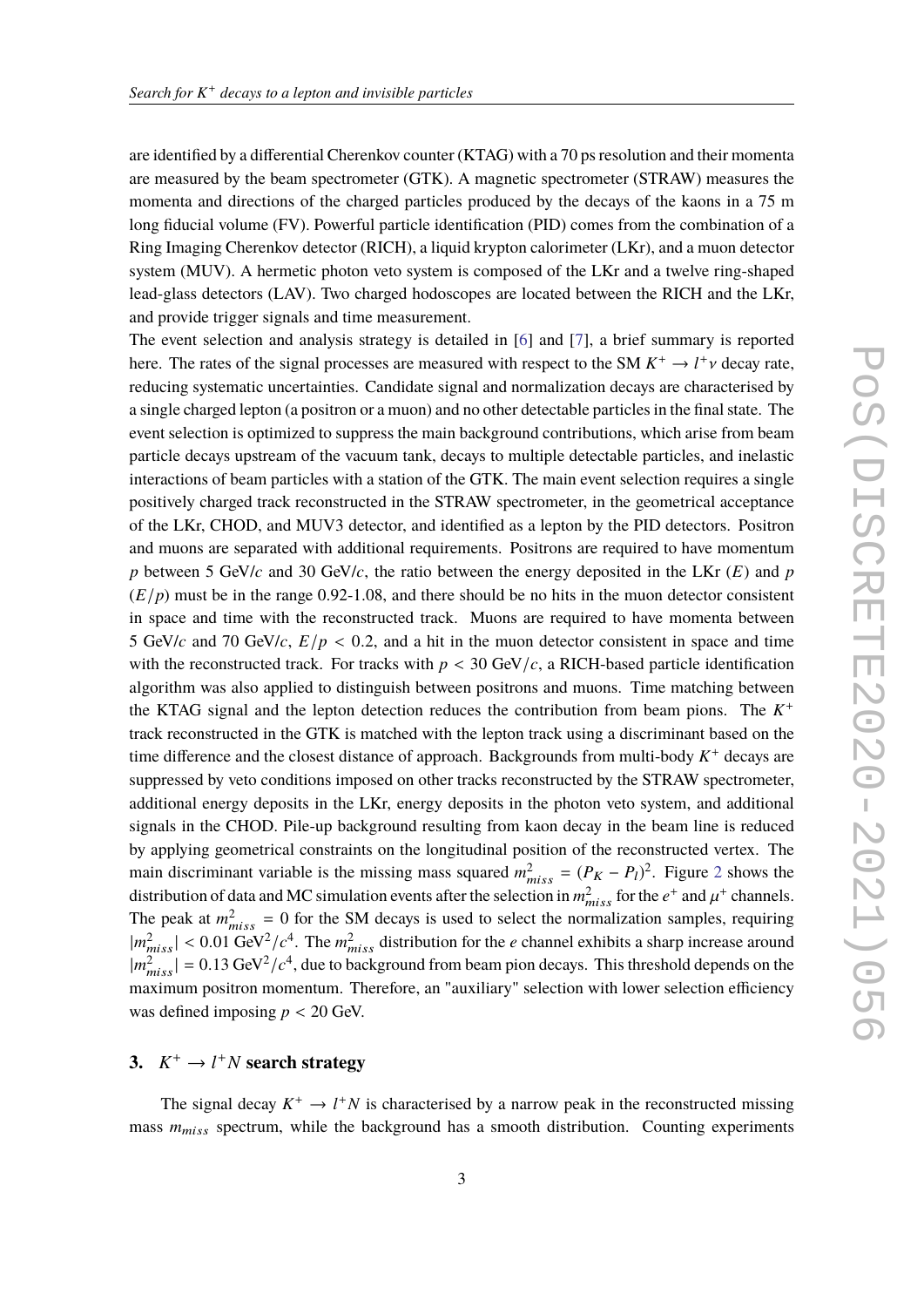are identified by a differential Cherenkov counter (KTAG) with a 70 ps resolution and their momenta are measured by the beam spectrometer (GTK). A magnetic spectrometer (STRAW) measures the momenta and directions of the charged particles produced by the decays of the kaons in a 75 m long fiducial volume (FV). Powerful particle identification (PID) comes from the combination of a Ring Imaging Cherenkov detector (RICH), a liquid krypton calorimeter (LKr), and a muon detector system (MUV). A hermetic photon veto system is composed of the LKr and a twelve ring-shaped lead-glass detectors (LAV). Two charged hodoscopes are located between the RICH and the LKr, and provide trigger signals and time measurement.

The event selection and analysis strategy is detailed in [6] and [7], a brief summary is reported here. The rates of the signal processes are measured with respect to the SM $K^+ \to l^+\nu$ decay rate, reducing systematic uncertainties. Candidate signal and normalization decays are characterised by a single charged lepton (a positron or a muon) and no other detectable particles in the final state. The event selection is optimized to suppress the main background contributions, which arise from beam particle decays upstream of the vacuum tank, decays to multiple detectable particles, and inelastic interactions of beam particles with a station of the GTK. The main event selection requires a single positively charged track reconstructed in the STRAW spectrometer, in the geometrical acceptance of the LKr, CHOD, and MUV3 detector, and identified as a lepton by the PID detectors. Positron and muons are separated with additional requirements. Positrons are required to have momentum $p$ between 5 GeV/$c$ and 30 GeV/$c$, the ratio between the energy deposited in the LKr ($E$) and $p$ ($E/p$) must be in the range 0.92-1.08, and there should be no hits in the muon detector consistent in space and time with the reconstructed track. Muons are required to have momenta between 5 GeV/$c$ and 70 GeV/$c$, $E/p < 0.2$, and a hit in the muon detector consistent in space and time with the reconstructed track. For tracks with $p < 30$ GeV/$c$, a RICH-based particle identification algorithm was also applied to distinguish between positrons and muons. Time matching between the KTAG signal and the lepton detection reduces the contribution from beam pions. The $K^+$ track reconstructed in the GTK is matched with the lepton track using a discriminant based on the time difference and the closest distance of approach. Backgrounds from multi-body $K^+$ decays are suppressed by veto conditions imposed on other tracks reconstructed by the STRAW spectrometer, additional energy deposits in the LKr, energy deposits in the photon veto system, and additional signals in the CHOD. Pile-up background resulting from kaon decay in the beam line is reduced by applying geometrical constraints on the longitudinal position of the reconstructed vertex. The main discriminant variable is the missing mass squared $m^2_{miss} = (P_K - P_l)^2$. Figure 2 shows the distribution of data and MC simulation events after the selection in $m^2_{miss}$ for the $e^+$ and $\mu^+$ channels. The peak at $m^2_{miss} = 0$ for the SM decays is used to select the normalization samples, requiring $|m^2_{miss}| < 0.01$ GeV$^2/c^4$. The $m^2_{miss}$ distribution for the $e$ channel exhibits a sharp increase around $|m^2_{miss}| = 0.13$ GeV$^2/c^4$, due to background from beam pion decays. This threshold depends on the maximum positron momentum. Therefore, an "auxiliary" selection with lower selection efficiency was defined imposing $p < 20$ GeV.

## 3. $K^+ \to l^+N$ search strategy

The signal decay $K^+ \to l^+N$ is characterised by a narrow peak in the reconstructed missing mass $m_{miss}$ spectrum, while the background has a smooth distribution. Counting experiments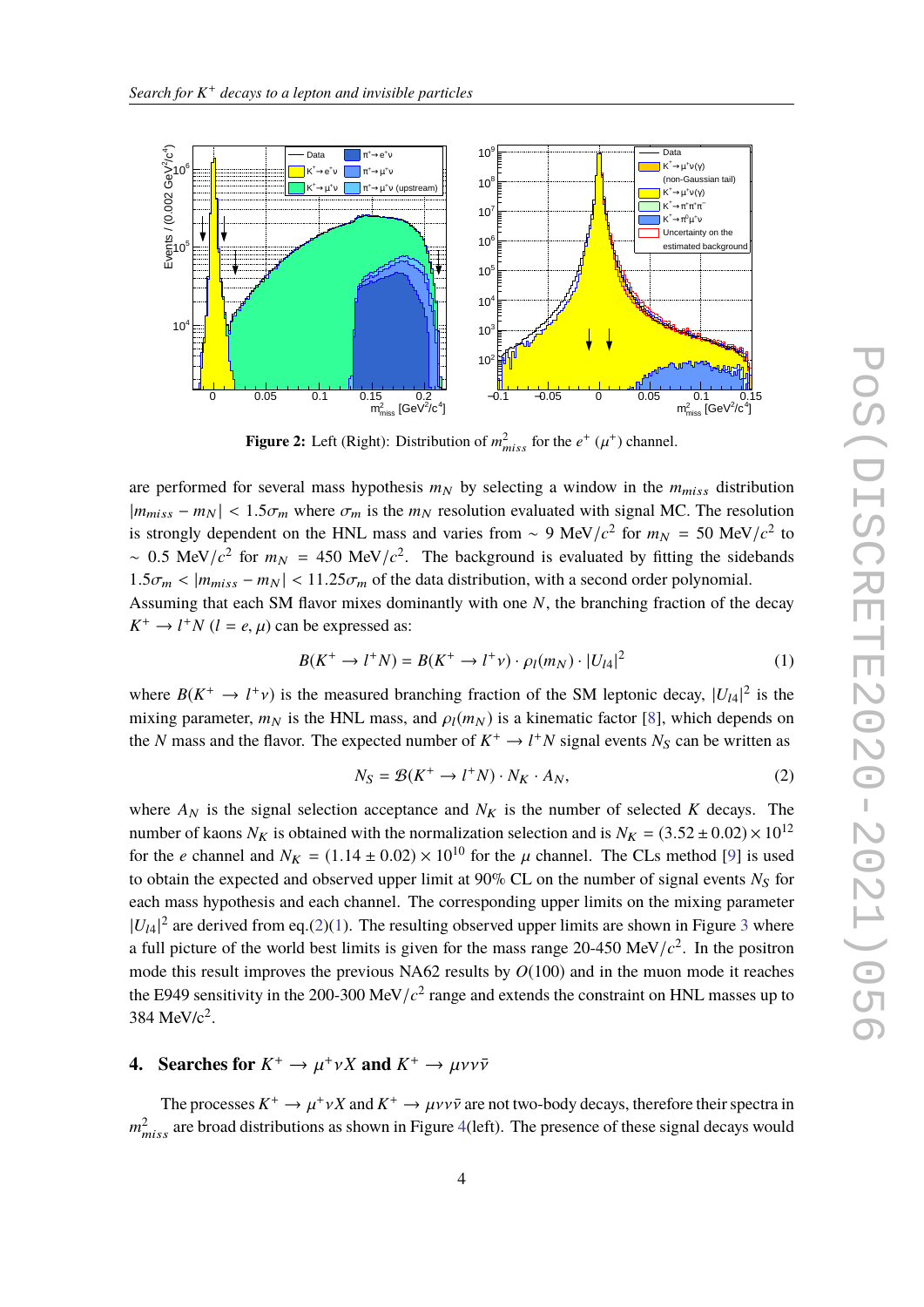**Figure 2:** Left (Right): Distribution of $m^2_{miss}$ for the $e^+$ ($\mu^+$) channel.

are performed for several mass hypothesis $m_N$ by selecting a window in the $m_{miss}$ distribution $|m_{miss} - m_N| < 1.5\sigma_m$ where $\sigma_m$ is the $m_N$ resolution evaluated with signal MC. The resolution is strongly dependent on the HNL mass and varies from $\sim$ 9 MeV$/c^2$ for $m_N$ = 50 MeV$/c^2$ to $\sim$ 0.5 MeV$/c^2$ for $m_N$ = 450 MeV$/c^2$. The background is evaluated by fitting the sidebands $1.5\sigma_m < |m_{miss} - m_N| < 11.25\sigma_m$ of the data distribution, with a second order polynomial.

Assuming that each SM flavor mixes dominantly with one $N$, the branching fraction of the decay $K^+ \to l^+ N$ ($l = e, \mu$) can be expressed as:

$$B(K^+ \to l^+ N) = B(K^+ \to l^+ \nu) \cdot \rho_l(m_N) \cdot |U_{l4}|^2 \tag{1}$$

where $B(K^+ \to l^+ \nu)$ is the measured branching fraction of the SM leptonic decay, $|U_{l4}|^2$ is the mixing parameter, $m_N$ is the HNL mass, and $\rho_l(m_N)$ is a kinematic factor [8], which depends on the $N$ mass and the flavor. The expected number of $K^+ \to l^+ N$ signal events $N_S$ can be written as

$$N_S = \mathcal{B}(K^+ \to l^+ N) \cdot N_K \cdot A_N, \tag{2}$$

where $A_N$ is the signal selection acceptance and $N_K$ is the number of selected $K$ decays. The number of kaons $N_K$ is obtained with the normalization selection and is $N_K = (3.52 \pm 0.02) \times 10^{12}$ for the $e$ channel and $N_K = (1.14 \pm 0.02) \times 10^{10}$ for the $\mu$ channel. The CLs method [9] is used to obtain the expected and observed upper limit at 90% CL on the number of signal events $N_S$ for each mass hypothesis and each channel. The corresponding upper limits on the mixing parameter $|U_{l4}|^2$ are derived from eq.(2)(1). The resulting observed upper limits are shown in Figure 3 where a full picture of the world best limits is given for the mass range 20-450 MeV$/c^2$. In the positron mode this result improves the previous NA62 results by $O(100)$ and in the muon mode it reaches the E949 sensitivity in the 200-300 MeV$/c^2$ range and extends the constraint on HNL masses up to 384 MeV/c$^2$.

## 4. Searches for $K^+ \to \mu^+ \nu X$ and $K^+ \to \mu \nu \nu \bar{\nu}$

The processes $K^+ \to \mu^+ \nu X$ and $K^+ \to \mu \nu \nu \bar{\nu}$ are not two-body decays, therefore their spectra in $m^2_{miss}$ are broad distributions as shown in Figure 4(left). The presence of these signal decays would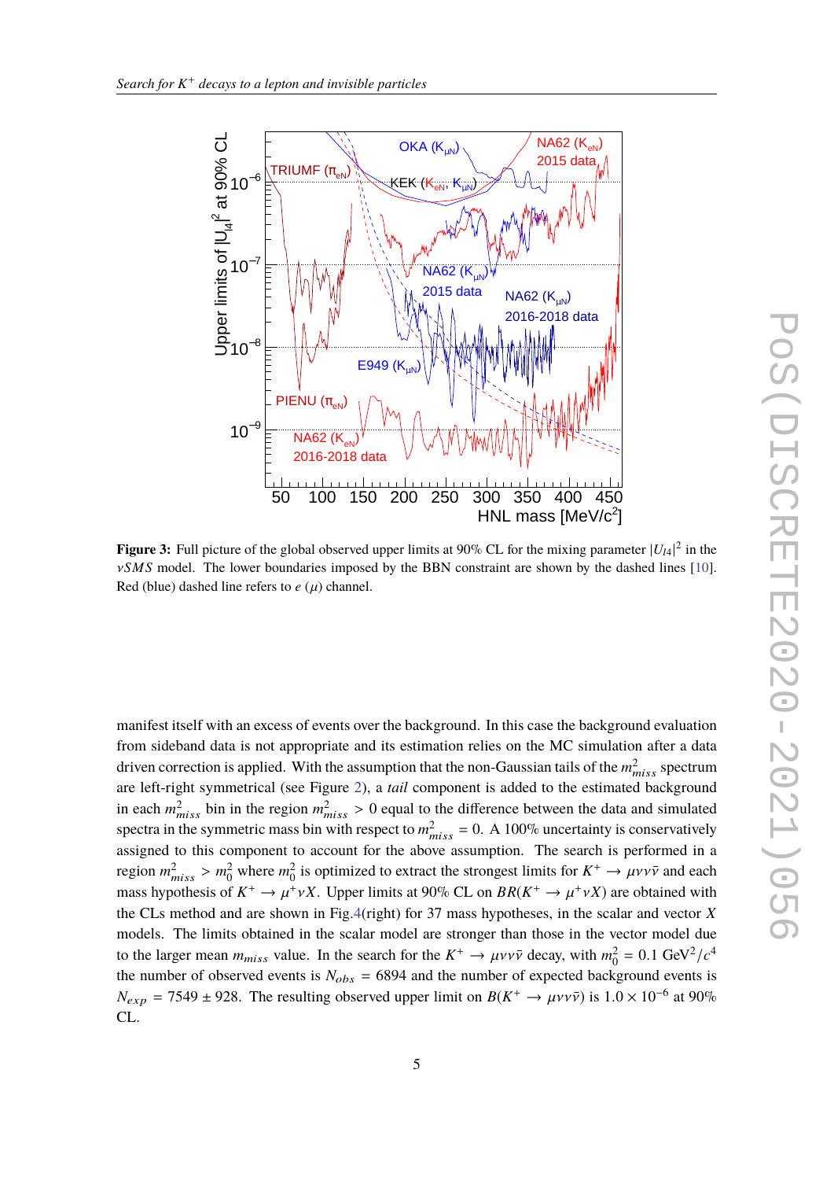**Figure 3:** Full picture of the global observed upper limits at 90% CL for the mixing parameter $|U_{l4}|^2$ in the $\nu SMS$ model. The lower boundaries imposed by the BBN constraint are shown by the dashed lines [10]. Red (blue) dashed line refers to $e$ ($\mu$) channel.

manifest itself with an excess of events over the background. In this case the background evaluation from sideband data is not appropriate and its estimation relies on the MC simulation after a data driven correction is applied. With the assumption that the non-Gaussian tails of the $m^2_{miss}$ spectrum are left-right symmetrical (see Figure 2), a *tail* component is added to the estimated background in each $m^2_{miss}$ bin in the region $m^2_{miss} > 0$ equal to the difference between the data and simulated spectra in the symmetric mass bin with respect to $m^2_{miss} = 0$. A 100% uncertainty is conservatively assigned to this component to account for the above assumption. The search is performed in a region $m^2_{miss} > m^2_0$ where $m^2_0$ is optimized to extract the strongest limits for $K^+ \to \mu\nu\nu\bar{\nu}$ and each mass hypothesis of $K^+ \to \mu^+\nu X$. Upper limits at 90% CL on $BR(K^+ \to \mu^+\nu X)$ are obtained with the CLs method and are shown in Fig.4(right) for 37 mass hypotheses, in the scalar and vector $X$ models. The limits obtained in the scalar model are stronger than those in the vector model due to the larger mean $m_{miss}$ value. In the search for the $K^+ \to \mu\nu\nu\bar{\nu}$ decay, with $m^2_0 = 0.1$ GeV$^2/c^4$ the number of observed events is $N_{obs} = 6894$ and the number of expected background events is $N_{exp} = 7549 \pm 928$. The resulting observed upper limit on $B(K^+ \to \mu\nu\nu\bar{\nu})$ is $1.0 \times 10^{-6}$ at 90% CL.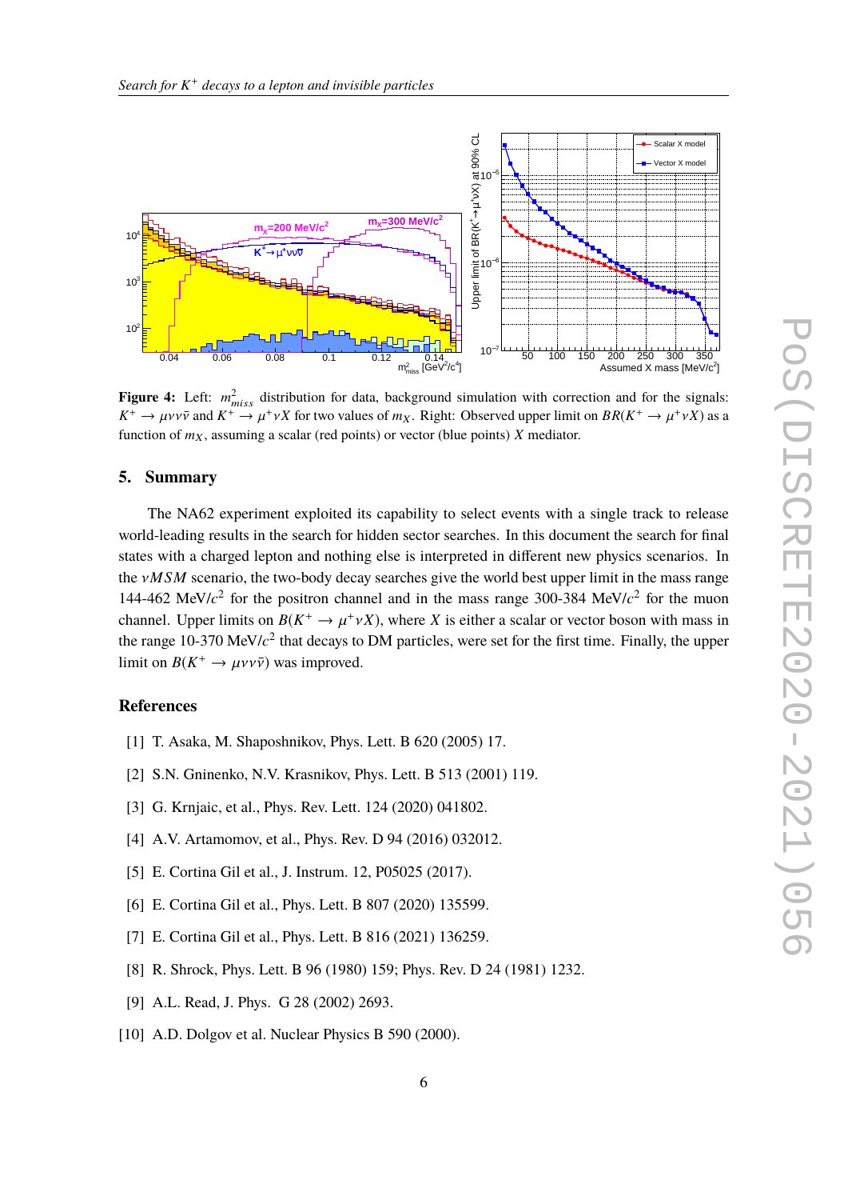$m_X$=200 MeV/c$^2$
$m_X$=300 MeV/c$^2$
$K^+\to\mu^+\nu\nu\bar{\nu}$
$10^4$
$10^3$
$10^2$
0.04 0.06 0.08 0.1 0.12 0.14
$m^2_{miss}$ [GeV$^2$/c$^4$]

Upper limit of BR($K^+\to\mu^+\nu X$) at 90% CL
$10^{-5}$
$10^{-6}$
$10^{-7}$
Scalar X model
Vector X model
50 100 150 200 250 300 350
Assumed X mass [MeV/c$^2$]

**Figure 4:** Left: $m^2_{miss}$ distribution for data, background simulation with correction and for the signals: $K^+ \to \mu\nu\nu\bar{\nu}$ and $K^+ \to \mu^+\nu X$ for two values of $m_X$. Right: Observed upper limit on $BR(K^+ \to \mu^+\nu X)$ as a function of $m_X$, assuming a scalar (red points) or vector (blue points) $X$ mediator.

## 5. Summary

The NA62 experiment exploited its capability to select events with a single track to release world-leading results in the search for hidden sector searches. In this document the search for final states with a charged lepton and nothing else is interpreted in different new physics scenarios. In the $\nu MSM$ scenario, the two-body decay searches give the world best upper limit in the mass range 144-462 MeV/$c^2$ for the positron channel and in the mass range 300-384 MeV/$c^2$ for the muon channel. Upper limits on $B(K^+ \to \mu^+\nu X)$, where $X$ is either a scalar or vector boson with mass in the range 10-370 MeV/$c^2$ that decays to DM particles, were set for the first time. Finally, the upper limit on $B(K^+ \to \mu\nu\nu\bar{\nu})$ was improved.

## References

[1] T. Asaka, M. Shaposhnikov, Phys. Lett. B 620 (2005) 17.

[2] S.N. Gninenko, N.V. Krasnikov, Phys. Lett. B 513 (2001) 119.

[3] G. Krnjaic, et al., Phys. Rev. Lett. 124 (2020) 041802.

[4] A.V. Artamomov, et al., Phys. Rev. D 94 (2016) 032012.

[5] E. Cortina Gil et al., J. Instrum. 12, P05025 (2017).

[6] E. Cortina Gil et al., Phys. Lett. B 807 (2020) 135599.

[7] E. Cortina Gil et al., Phys. Lett. B 816 (2021) 136259.

[8] R. Shrock, Phys. Lett. B 96 (1980) 159; Phys. Rev. D 24 (1981) 1232.

[9] A.L. Read, J. Phys. G 28 (2002) 2693.

[10] A.D. Dolgov et al. Nuclear Physics B 590 (2000).